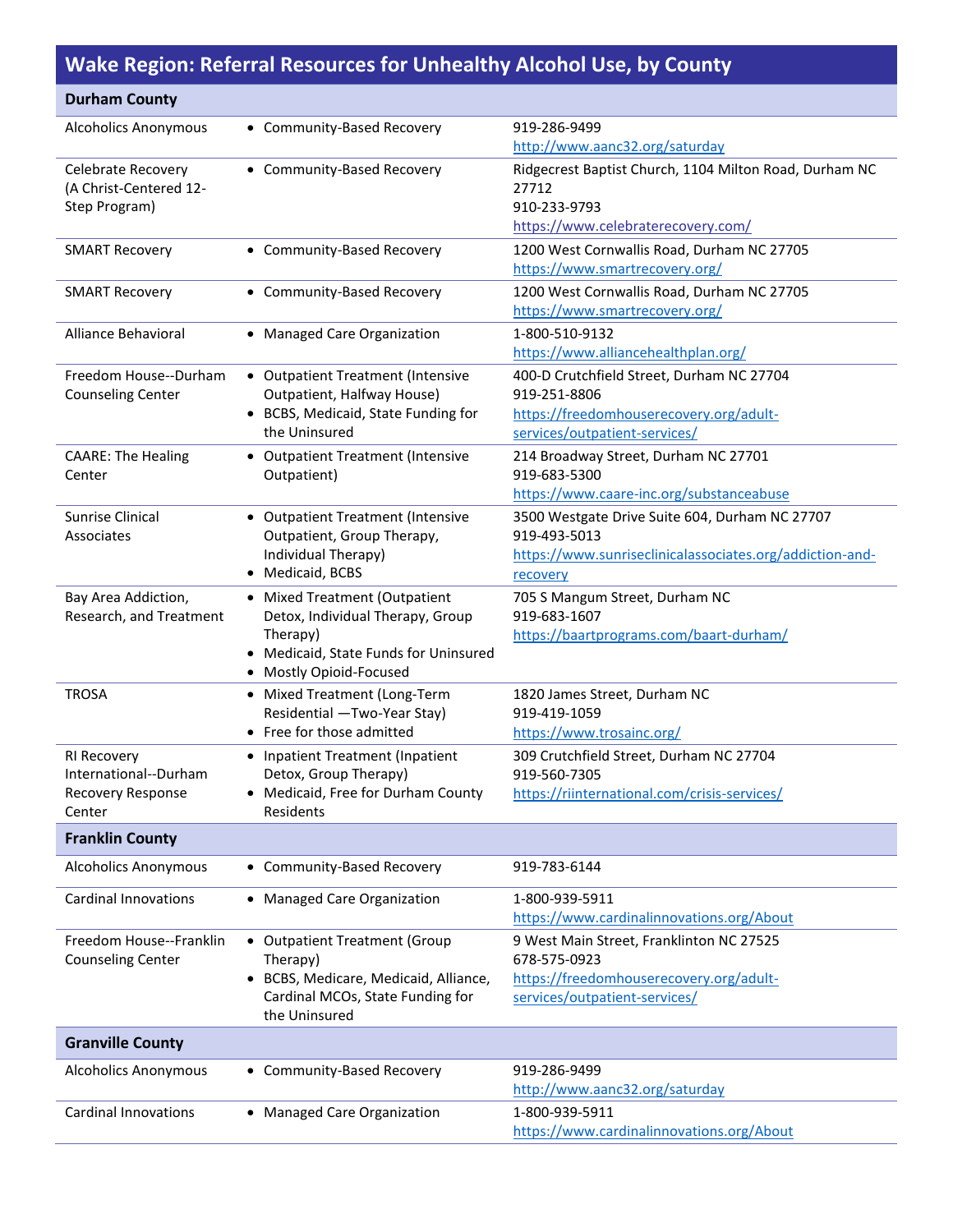# Wake Region: Referral Resources for Unhealthy Alcohol Use, by County

| Durham County | | |
|---|---|---|
| Alcoholics Anonymous | • Community-Based Recovery | 919-286-9499<br>http://www.aanc32.org/saturday |
| Celebrate Recovery (A Christ-Centered 12-Step Program) | • Community-Based Recovery | Ridgecrest Baptist Church, 1104 Milton Road, Durham NC 27712<br>910-233-9793<br>https://www.celebraterecovery.com/ |
| SMART Recovery | • Community-Based Recovery | 1200 West Cornwallis Road, Durham NC 27705<br>https://www.smartrecovery.org/ |
| SMART Recovery | • Community-Based Recovery | 1200 West Cornwallis Road, Durham NC 27705<br>https://www.smartrecovery.org/ |
| Alliance Behavioral | • Managed Care Organization | 1-800-510-9132<br>https://www.alliancehealthplan.org/ |
| Freedom House--Durham Counseling Center | • Outpatient Treatment (Intensive Outpatient, Halfway House)<br>• BCBS, Medicaid, State Funding for the Uninsured | 400-D Crutchfield Street, Durham NC 27704<br>919-251-8806<br>https://freedomhouserecovery.org/adult-services/outpatient-services/ |
| CAARE: The Healing Center | • Outpatient Treatment (Intensive Outpatient) | 214 Broadway Street, Durham NC 27701<br>919-683-5300<br>https://www.caare-inc.org/substanceabuse |
| Sunrise Clinical Associates | • Outpatient Treatment (Intensive Outpatient, Group Therapy, Individual Therapy)<br>• Medicaid, BCBS | 3500 Westgate Drive Suite 604, Durham NC 27707<br>919-493-5013<br>https://www.sunriseclinicalassociates.org/addiction-and-recovery |
| Bay Area Addiction, Research, and Treatment | • Mixed Treatment (Outpatient Detox, Individual Therapy, Group Therapy)<br>• Medicaid, State Funds for Uninsured<br>• Mostly Opioid-Focused | 705 S Mangum Street, Durham NC<br>919-683-1607<br>https://baartprograms.com/baart-durham/ |
| TROSA | • Mixed Treatment (Long-Term Residential —Two-Year Stay)<br>• Free for those admitted | 1820 James Street, Durham NC<br>919-419-1059<br>https://www.trosainc.org/ |
| RI Recovery International--Durham Recovery Response Center | • Inpatient Treatment (Inpatient Detox, Group Therapy)<br>• Medicaid, Free for Durham County Residents | 309 Crutchfield Street, Durham NC 27704<br>919-560-7305<br>https://riinternational.com/crisis-services/ |
| **Franklin County** | | |
| Alcoholics Anonymous | • Community-Based Recovery | 919-783-6144 |
| Cardinal Innovations | • Managed Care Organization | 1-800-939-5911<br>https://www.cardinalinnovations.org/About |
| Freedom House--Franklin Counseling Center | • Outpatient Treatment (Group Therapy)<br>• BCBS, Medicare, Medicaid, Alliance, Cardinal MCOs, State Funding for the Uninsured | 9 West Main Street, Franklinton NC 27525<br>678-575-0923<br>https://freedomhouserecovery.org/adult-services/outpatient-services/ |
| **Granville County** | | |
| Alcoholics Anonymous | • Community-Based Recovery | 919-286-9499<br>http://www.aanc32.org/saturday |
| Cardinal Innovations | • Managed Care Organization | 1-800-939-5911<br>https://www.cardinalinnovations.org/About |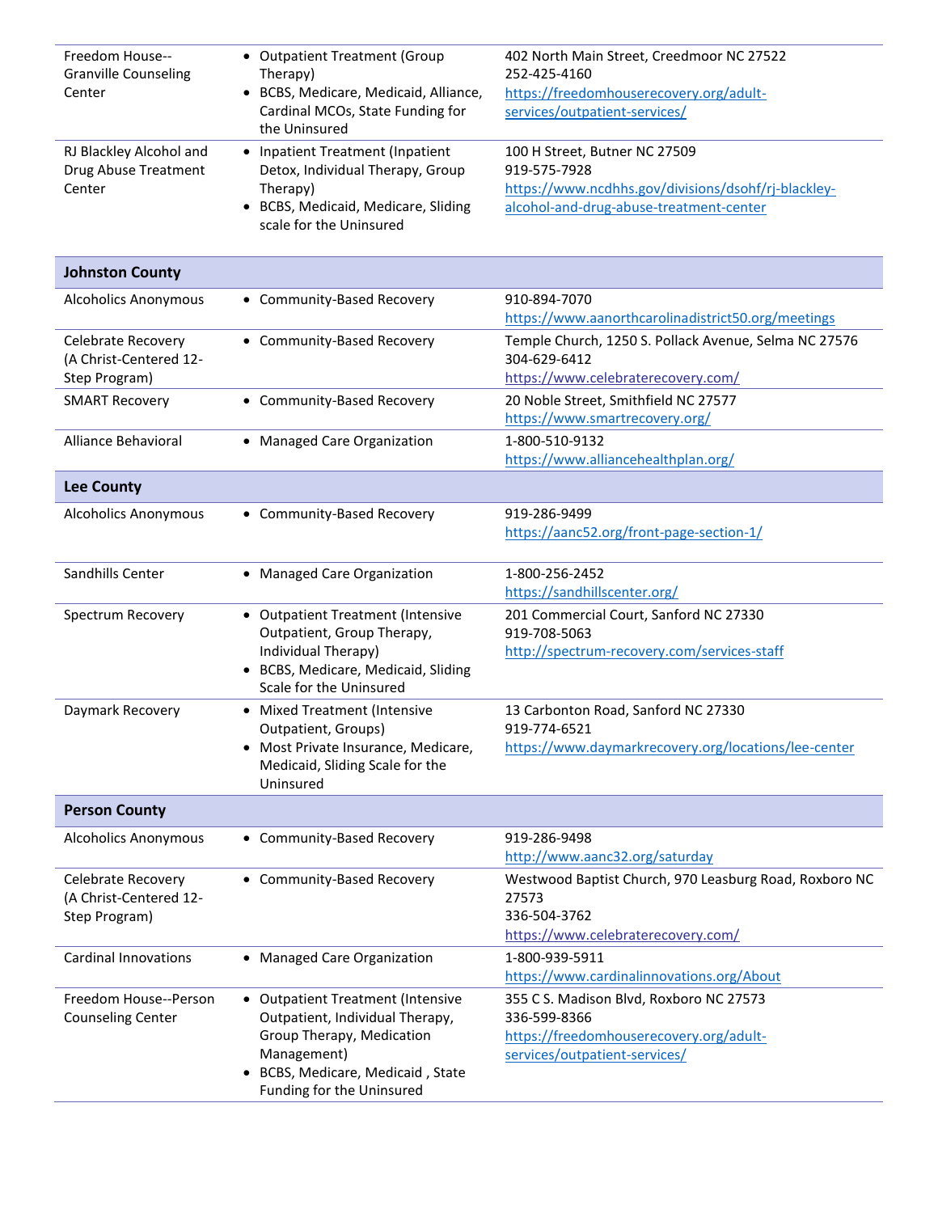| | | |
|---|---|---|
| Freedom House--Granville Counseling Center | • Outpatient Treatment (Group Therapy)<br>• BCBS, Medicare, Medicaid, Alliance, Cardinal MCOs, State Funding for the Uninsured | 402 North Main Street, Creedmoor NC 27522<br>252-425-4160<br>https://freedomhouserecovery.org/adult-services/outpatient-services/ |
| RJ Blackley Alcohol and Drug Abuse Treatment Center | • Inpatient Treatment (Inpatient Detox, Individual Therapy, Group Therapy)<br>• BCBS, Medicaid, Medicare, Sliding scale for the Uninsured | 100 H Street, Butner NC 27509<br>919-575-7928<br>https://www.ncdhhs.gov/divisions/dsohf/rj-blackley-alcohol-and-drug-abuse-treatment-center |
| **Johnston County** | | |
| Alcoholics Anonymous | • Community-Based Recovery | 910-894-7070<br>https://www.aanorthcarolinadistrict50.org/meetings |
| Celebrate Recovery (A Christ-Centered 12-Step Program) | • Community-Based Recovery | Temple Church, 1250 S. Pollack Avenue, Selma NC 27576<br>304-629-6412<br>https://www.celebraterecovery.com/ |
| SMART Recovery | • Community-Based Recovery | 20 Noble Street, Smithfield NC 27577<br>https://www.smartrecovery.org/ |
| Alliance Behavioral | • Managed Care Organization | 1-800-510-9132<br>https://www.alliancehealthplan.org/ |
| **Lee County** | | |
| Alcoholics Anonymous | • Community-Based Recovery | 919-286-9499<br>https://aanc52.org/front-page-section-1/ |
| Sandhills Center | • Managed Care Organization | 1-800-256-2452<br>https://sandhillscenter.org/ |
| Spectrum Recovery | • Outpatient Treatment (Intensive Outpatient, Group Therapy, Individual Therapy)<br>• BCBS, Medicare, Medicaid, Sliding Scale for the Uninsured | 201 Commercial Court, Sanford NC 27330<br>919-708-5063<br>http://spectrum-recovery.com/services-staff |
| Daymark Recovery | • Mixed Treatment (Intensive Outpatient, Groups)<br>• Most Private Insurance, Medicare, Medicaid, Sliding Scale for the Uninsured | 13 Carbonton Road, Sanford NC 27330<br>919-774-6521<br>https://www.daymarkrecovery.org/locations/lee-center |
| **Person County** | | |
| Alcoholics Anonymous | • Community-Based Recovery | 919-286-9498<br>http://www.aanc32.org/saturday |
| Celebrate Recovery (A Christ-Centered 12-Step Program) | • Community-Based Recovery | Westwood Baptist Church, 970 Leasburg Road, Roxboro NC 27573<br>336-504-3762<br>https://www.celebraterecovery.com/ |
| Cardinal Innovations | • Managed Care Organization | 1-800-939-5911<br>https://www.cardinalinnovations.org/About |
| Freedom House--Person Counseling Center | • Outpatient Treatment (Intensive Outpatient, Individual Therapy, Group Therapy, Medication Management)<br>• BCBS, Medicare, Medicaid , State Funding for the Uninsured | 355 C S. Madison Blvd, Roxboro NC 27573<br>336-599-8366<br>https://freedomhouserecovery.org/adult-services/outpatient-services/ |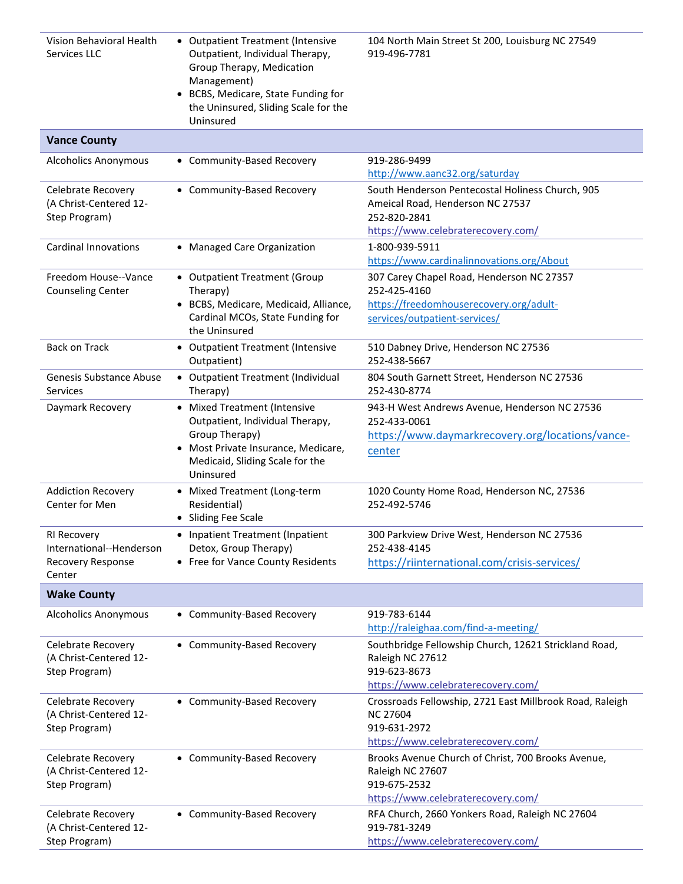| | | |
|---|---|---|
| Vision Behavioral Health Services LLC | • Outpatient Treatment (Intensive Outpatient, Individual Therapy, Group Therapy, Medication Management)<br>• BCBS, Medicare, State Funding for the Uninsured, Sliding Scale for the Uninsured | 104 North Main Street St 200, Louisburg NC 27549<br>919-496-7781 |
| **Vance County** | | |
| Alcoholics Anonymous | • Community-Based Recovery | 919-286-9499<br>http://www.aanc32.org/saturday |
| Celebrate Recovery (A Christ-Centered 12-Step Program) | • Community-Based Recovery | South Henderson Pentecostal Holiness Church, 905 Ameical Road, Henderson NC 27537<br>252-820-2841<br>https://www.celebraterecovery.com/ |
| Cardinal Innovations | • Managed Care Organization | 1-800-939-5911<br>https://www.cardinalinnovations.org/About |
| Freedom House--Vance Counseling Center | • Outpatient Treatment (Group Therapy)<br>• BCBS, Medicare, Medicaid, Alliance, Cardinal MCOs, State Funding for the Uninsured | 307 Carey Chapel Road, Henderson NC 27357<br>252-425-4160<br>https://freedomhouserecovery.org/adult-services/outpatient-services/ |
| Back on Track | • Outpatient Treatment (Intensive Outpatient) | 510 Dabney Drive, Henderson NC 27536<br>252-438-5667 |
| Genesis Substance Abuse Services | • Outpatient Treatment (Individual Therapy) | 804 South Garnett Street, Henderson NC 27536<br>252-430-8774 |
| Daymark Recovery | • Mixed Treatment (Intensive Outpatient, Individual Therapy, Group Therapy)<br>• Most Private Insurance, Medicare, Medicaid, Sliding Scale for the Uninsured | 943-H West Andrews Avenue, Henderson NC 27536<br>252-433-0061<br>https://www.daymarkrecovery.org/locations/vance-center |
| Addiction Recovery Center for Men | • Mixed Treatment (Long-term Residential)<br>• Sliding Fee Scale | 1020 County Home Road, Henderson NC, 27536<br>252-492-5746 |
| RI Recovery International--Henderson Recovery Response Center | • Inpatient Treatment (Inpatient Detox, Group Therapy)<br>• Free for Vance County Residents | 300 Parkview Drive West, Henderson NC 27536<br>252-438-4145<br>https://riinternational.com/crisis-services/ |
| **Wake County** | | |
| Alcoholics Anonymous | • Community-Based Recovery | 919-783-6144<br>http://raleighaa.com/find-a-meeting/ |
| Celebrate Recovery (A Christ-Centered 12-Step Program) | • Community-Based Recovery | Southbridge Fellowship Church, 12621 Strickland Road, Raleigh NC 27612<br>919-623-8673<br>https://www.celebraterecovery.com/ |
| Celebrate Recovery (A Christ-Centered 12-Step Program) | • Community-Based Recovery | Crossroads Fellowship, 2721 East Millbrook Road, Raleigh NC 27604<br>919-631-2972<br>https://www.celebraterecovery.com/ |
| Celebrate Recovery (A Christ-Centered 12-Step Program) | • Community-Based Recovery | Brooks Avenue Church of Christ, 700 Brooks Avenue, Raleigh NC 27607<br>919-675-2532<br>https://www.celebraterecovery.com/ |
| Celebrate Recovery (A Christ-Centered 12-Step Program) | • Community-Based Recovery | RFA Church, 2660 Yonkers Road, Raleigh NC 27604<br>919-781-3249<br>https://www.celebraterecovery.com/ |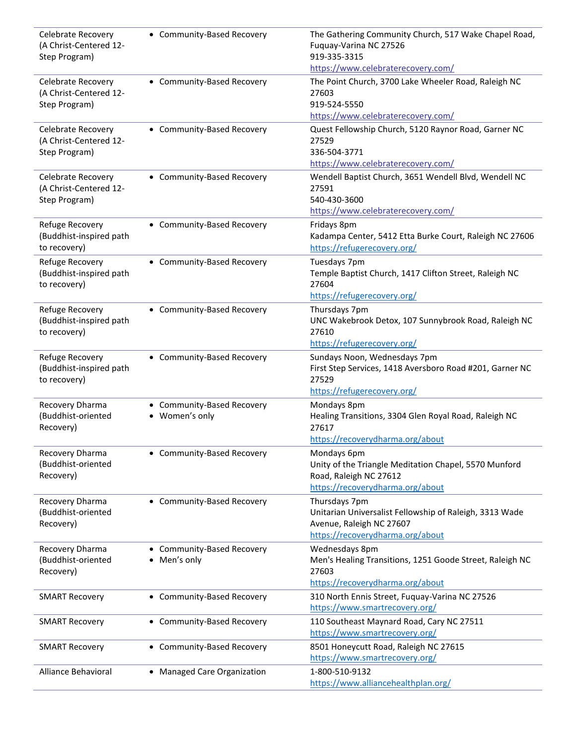| | | |
|---|---|---|
| Celebrate Recovery (A Christ-Centered 12-Step Program) | • Community-Based Recovery | The Gathering Community Church, 517 Wake Chapel Road, Fuquay-Varina NC 27526<br>919-335-3315<br>https://www.celebraterecovery.com/ |
| Celebrate Recovery (A Christ-Centered 12-Step Program) | • Community-Based Recovery | The Point Church, 3700 Lake Wheeler Road, Raleigh NC 27603<br>919-524-5550<br>https://www.celebraterecovery.com/ |
| Celebrate Recovery (A Christ-Centered 12-Step Program) | • Community-Based Recovery | Quest Fellowship Church, 5120 Raynor Road, Garner NC 27529<br>336-504-3771<br>https://www.celebraterecovery.com/ |
| Celebrate Recovery (A Christ-Centered 12-Step Program) | • Community-Based Recovery | Wendell Baptist Church, 3651 Wendell Blvd, Wendell NC 27591<br>540-430-3600<br>https://www.celebraterecovery.com/ |
| Refuge Recovery (Buddhist-inspired path to recovery) | • Community-Based Recovery | Fridays 8pm<br>Kadampa Center, 5412 Etta Burke Court, Raleigh NC 27606<br>https://refugerecovery.org/ |
| Refuge Recovery (Buddhist-inspired path to recovery) | • Community-Based Recovery | Tuesdays 7pm<br>Temple Baptist Church, 1417 Clifton Street, Raleigh NC 27604<br>https://refugerecovery.org/ |
| Refuge Recovery (Buddhist-inspired path to recovery) | • Community-Based Recovery | Thursdays 7pm<br>UNC Wakebrook Detox, 107 Sunnybrook Road, Raleigh NC 27610<br>https://refugerecovery.org/ |
| Refuge Recovery (Buddhist-inspired path to recovery) | • Community-Based Recovery | Sundays Noon, Wednesdays 7pm<br>First Step Services, 1418 Aversboro Road #201, Garner NC 27529<br>https://refugerecovery.org/ |
| Recovery Dharma (Buddhist-oriented Recovery) | • Community-Based Recovery<br>• Women's only | Mondays 8pm<br>Healing Transitions, 3304 Glen Royal Road, Raleigh NC 27617<br>https://recoverydharma.org/about |
| Recovery Dharma (Buddhist-oriented Recovery) | • Community-Based Recovery | Mondays 6pm<br>Unity of the Triangle Meditation Chapel, 5570 Munford Road, Raleigh NC 27612<br>https://recoverydharma.org/about |
| Recovery Dharma (Buddhist-oriented Recovery) | • Community-Based Recovery | Thursdays 7pm<br>Unitarian Universalist Fellowship of Raleigh, 3313 Wade Avenue, Raleigh NC 27607<br>https://recoverydharma.org/about |
| Recovery Dharma (Buddhist-oriented Recovery) | • Community-Based Recovery<br>• Men's only | Wednesdays 8pm<br>Men's Healing Transitions, 1251 Goode Street, Raleigh NC 27603<br>https://recoverydharma.org/about |
| SMART Recovery | • Community-Based Recovery | 310 North Ennis Street, Fuquay-Varina NC 27526<br>https://www.smartrecovery.org/ |
| SMART Recovery | • Community-Based Recovery | 110 Southeast Maynard Road, Cary NC 27511<br>https://www.smartrecovery.org/ |
| SMART Recovery | • Community-Based Recovery | 8501 Honeycutt Road, Raleigh NC 27615<br>https://www.smartrecovery.org/ |
| Alliance Behavioral | • Managed Care Organization | 1-800-510-9132<br>https://www.alliancehealthplan.org/ |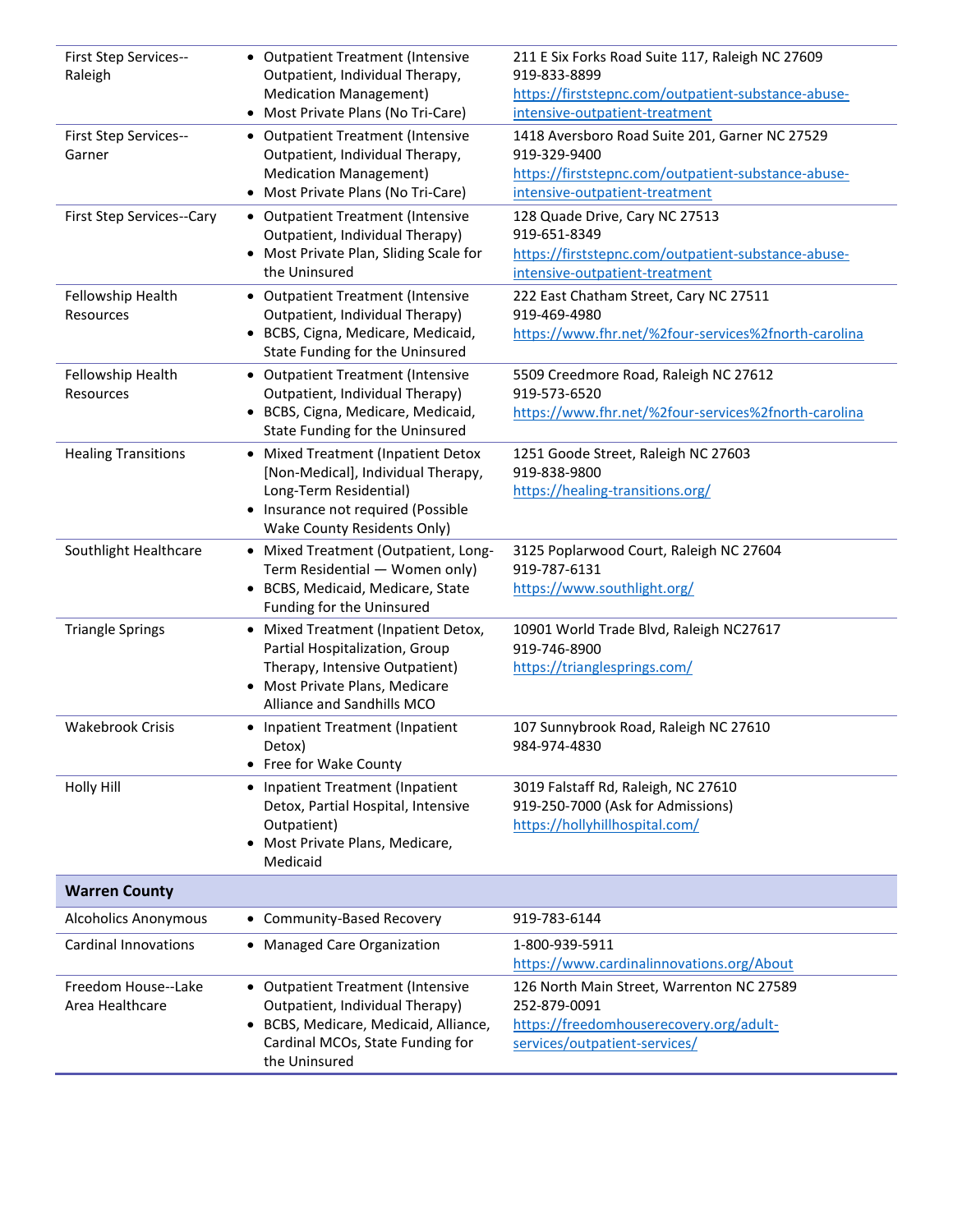| | | |
|---|---|---|
| First Step Services--Raleigh | • Outpatient Treatment (Intensive Outpatient, Individual Therapy, Medication Management)<br>• Most Private Plans (No Tri-Care) | 211 E Six Forks Road Suite 117, Raleigh NC 27609<br>919-833-8899<br>https://firststepnc.com/outpatient-substance-abuse-intensive-outpatient-treatment |
| First Step Services--Garner | • Outpatient Treatment (Intensive Outpatient, Individual Therapy, Medication Management)<br>• Most Private Plans (No Tri-Care) | 1418 Aversboro Road Suite 201, Garner NC 27529<br>919-329-9400<br>https://firststepnc.com/outpatient-substance-abuse-intensive-outpatient-treatment |
| First Step Services--Cary | • Outpatient Treatment (Intensive Outpatient, Individual Therapy)<br>• Most Private Plan, Sliding Scale for the Uninsured | 128 Quade Drive, Cary NC 27513<br>919-651-8349<br>https://firststepnc.com/outpatient-substance-abuse-intensive-outpatient-treatment |
| Fellowship Health Resources | • Outpatient Treatment (Intensive Outpatient, Individual Therapy)<br>• BCBS, Cigna, Medicare, Medicaid, State Funding for the Uninsured | 222 East Chatham Street, Cary NC 27511<br>919-469-4980<br>https://www.fhr.net/%2four-services%2fnorth-carolina |
| Fellowship Health Resources | • Outpatient Treatment (Intensive Outpatient, Individual Therapy)<br>• BCBS, Cigna, Medicare, Medicaid, State Funding for the Uninsured | 5509 Creedmore Road, Raleigh NC 27612<br>919-573-6520<br>https://www.fhr.net/%2four-services%2fnorth-carolina |
| Healing Transitions | • Mixed Treatment (Inpatient Detox [Non-Medical], Individual Therapy, Long-Term Residential)<br>• Insurance not required (Possible Wake County Residents Only) | 1251 Goode Street, Raleigh NC 27603<br>919-838-9800<br>https://healing-transitions.org/ |
| Southlight Healthcare | • Mixed Treatment (Outpatient, Long-Term Residential — Women only)<br>• BCBS, Medicaid, Medicare, State Funding for the Uninsured | 3125 Poplarwood Court, Raleigh NC 27604<br>919-787-6131<br>https://www.southlight.org/ |
| Triangle Springs | • Mixed Treatment (Inpatient Detox, Partial Hospitalization, Group Therapy, Intensive Outpatient)<br>• Most Private Plans, Medicare Alliance and Sandhills MCO | 10901 World Trade Blvd, Raleigh NC27617<br>919-746-8900<br>https://trianglesprings.com/ |
| Wakebrook Crisis | • Inpatient Treatment (Inpatient Detox)<br>• Free for Wake County | 107 Sunnybrook Road, Raleigh NC 27610<br>984-974-4830 |
| Holly Hill | • Inpatient Treatment (Inpatient Detox, Partial Hospital, Intensive Outpatient)<br>• Most Private Plans, Medicare, Medicaid | 3019 Falstaff Rd, Raleigh, NC 27610<br>919-250-7000 (Ask for Admissions)<br>https://hollyhillhospital.com/ |
| **Warren County** | | |
| Alcoholics Anonymous | • Community-Based Recovery | 919-783-6144 |
| Cardinal Innovations | • Managed Care Organization | 1-800-939-5911<br>https://www.cardinalinnovations.org/About |
| Freedom House--Lake Area Healthcare | • Outpatient Treatment (Intensive Outpatient, Individual Therapy)<br>• BCBS, Medicare, Medicaid, Alliance, Cardinal MCOs, State Funding for the Uninsured | 126 North Main Street, Warrenton NC 27589<br>252-879-0091<br>https://freedomhouserecovery.org/adult-services/outpatient-services/ |